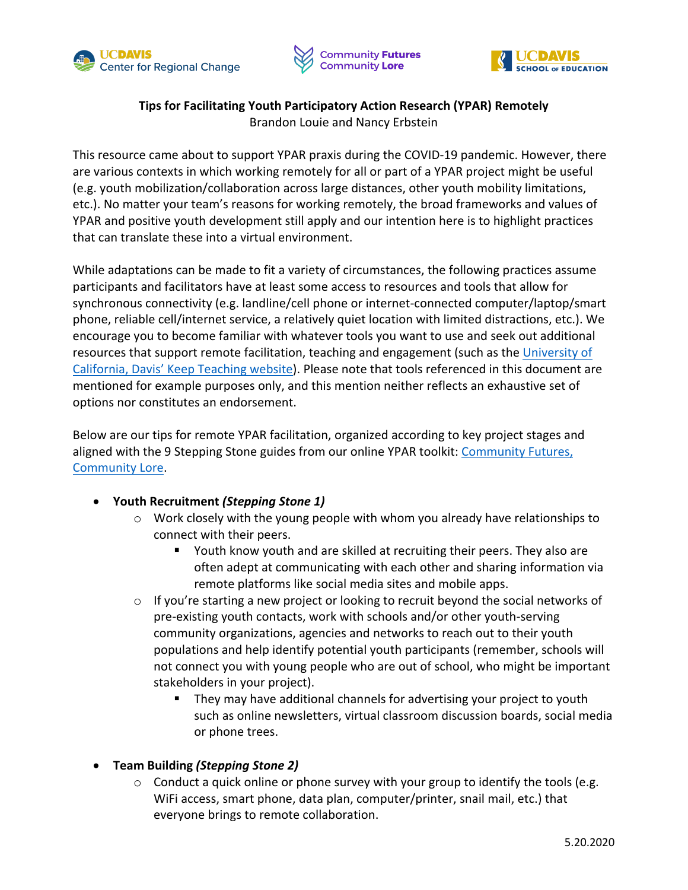**Tips for Facilitating Youth Participatory Action Research (YPAR) Remotely**

Brandon Louie and Nancy Erbstein

This resource came about to support YPAR praxis during the COVID-19 pandemic. However, there are various contexts in which working remotely for all or part of a YPAR project might be useful (e.g. youth mobilization/collaboration across large distances, other youth mobility limitations, etc.). No matter your team's reasons for working remotely, the broad frameworks and values of YPAR and positive youth development still apply and our intention here is to highlight practices that can translate these into a virtual environment.

While adaptations can be made to fit a variety of circumstances, the following practices assume participants and facilitators have at least some access to resources and tools that allow for synchronous connectivity (e.g. landline/cell phone or internet-connected computer/laptop/smart phone, reliable cell/internet service, a relatively quiet location with limited distractions, etc.). We encourage you to become familiar with whatever tools you want to use and seek out additional resources that support remote facilitation, teaching and engagement (such as the University of California, Davis' Keep Teaching website). Please note that tools referenced in this document are mentioned for example purposes only, and this mention neither reflects an exhaustive set of options nor constitutes an endorsement.

Below are our tips for remote YPAR facilitation, organized according to key project stages and aligned with the 9 Stepping Stone guides from our online YPAR toolkit: Community Futures, Community Lore.

- **Youth Recruitment *(Stepping Stone 1)***
  - Work closely with the young people with whom you already have relationships to connect with their peers.
    - Youth know youth and are skilled at recruiting their peers. They also are often adept at communicating with each other and sharing information via remote platforms like social media sites and mobile apps.
  - If you're starting a new project or looking to recruit beyond the social networks of pre-existing youth contacts, work with schools and/or other youth-serving community organizations, agencies and networks to reach out to their youth populations and help identify potential youth participants (remember, schools will not connect you with young people who are out of school, who might be important stakeholders in your project).
    - They may have additional channels for advertising your project to youth such as online newsletters, virtual classroom discussion boards, social media or phone trees.

- **Team Building *(Stepping Stone 2)***
  - Conduct a quick online or phone survey with your group to identify the tools (e.g. WiFi access, smart phone, data plan, computer/printer, snail mail, etc.) that everyone brings to remote collaboration.

5.20.2020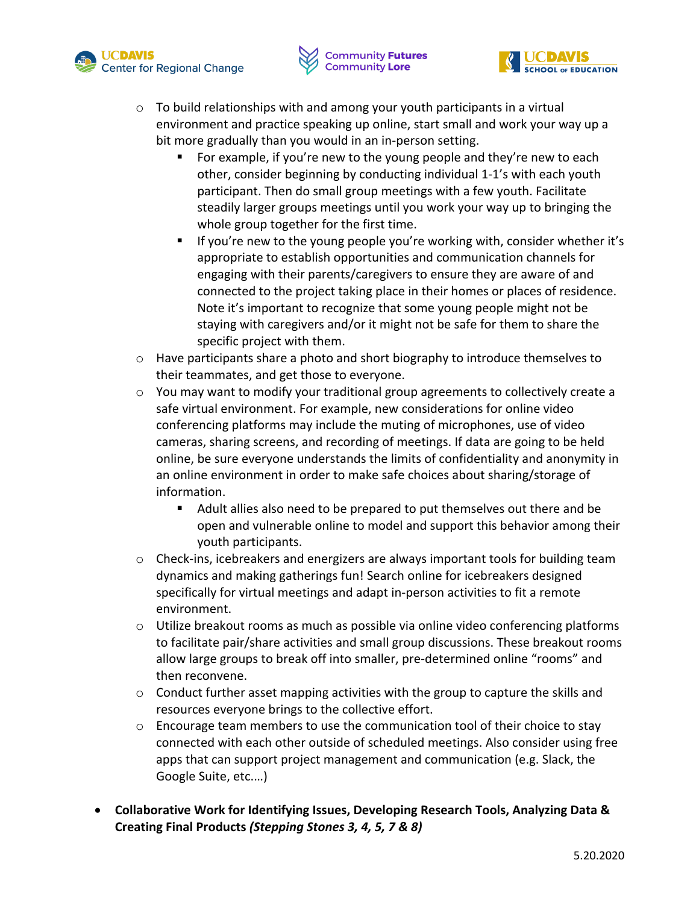- To build relationships with and among your youth participants in a virtual environment and practice speaking up online, start small and work your way up a bit more gradually than you would in an in-person setting.
    - For example, if you're new to the young people and they're new to each other, consider beginning by conducting individual 1-1's with each youth participant. Then do small group meetings with a few youth. Facilitate steadily larger groups meetings until you work your way up to bringing the whole group together for the first time.
    - If you're new to the young people you're working with, consider whether it's appropriate to establish opportunities and communication channels for engaging with their parents/caregivers to ensure they are aware of and connected to the project taking place in their homes or places of residence. Note it's important to recognize that some young people might not be staying with caregivers and/or it might not be safe for them to share the specific project with them.
  - Have participants share a photo and short biography to introduce themselves to their teammates, and get those to everyone.
  - You may want to modify your traditional group agreements to collectively create a safe virtual environment. For example, new considerations for online video conferencing platforms may include the muting of microphones, use of video cameras, sharing screens, and recording of meetings. If data are going to be held online, be sure everyone understands the limits of confidentiality and anonymity in an online environment in order to make safe choices about sharing/storage of information.
    - Adult allies also need to be prepared to put themselves out there and be open and vulnerable online to model and support this behavior among their youth participants.
  - Check-ins, icebreakers and energizers are always important tools for building team dynamics and making gatherings fun! Search online for icebreakers designed specifically for virtual meetings and adapt in-person activities to fit a remote environment.
  - Utilize breakout rooms as much as possible via online video conferencing platforms to facilitate pair/share activities and small group discussions. These breakout rooms allow large groups to break off into smaller, pre-determined online "rooms" and then reconvene.
  - Conduct further asset mapping activities with the group to capture the skills and resources everyone brings to the collective effort.
  - Encourage team members to use the communication tool of their choice to stay connected with each other outside of scheduled meetings. Also consider using free apps that can support project management and communication (e.g. Slack, the Google Suite, etc.…)

- **Collaborative Work for Identifying Issues, Developing Research Tools, Analyzing Data & Creating Final Products *(Stepping Stones 3, 4, 5, 7 & 8)***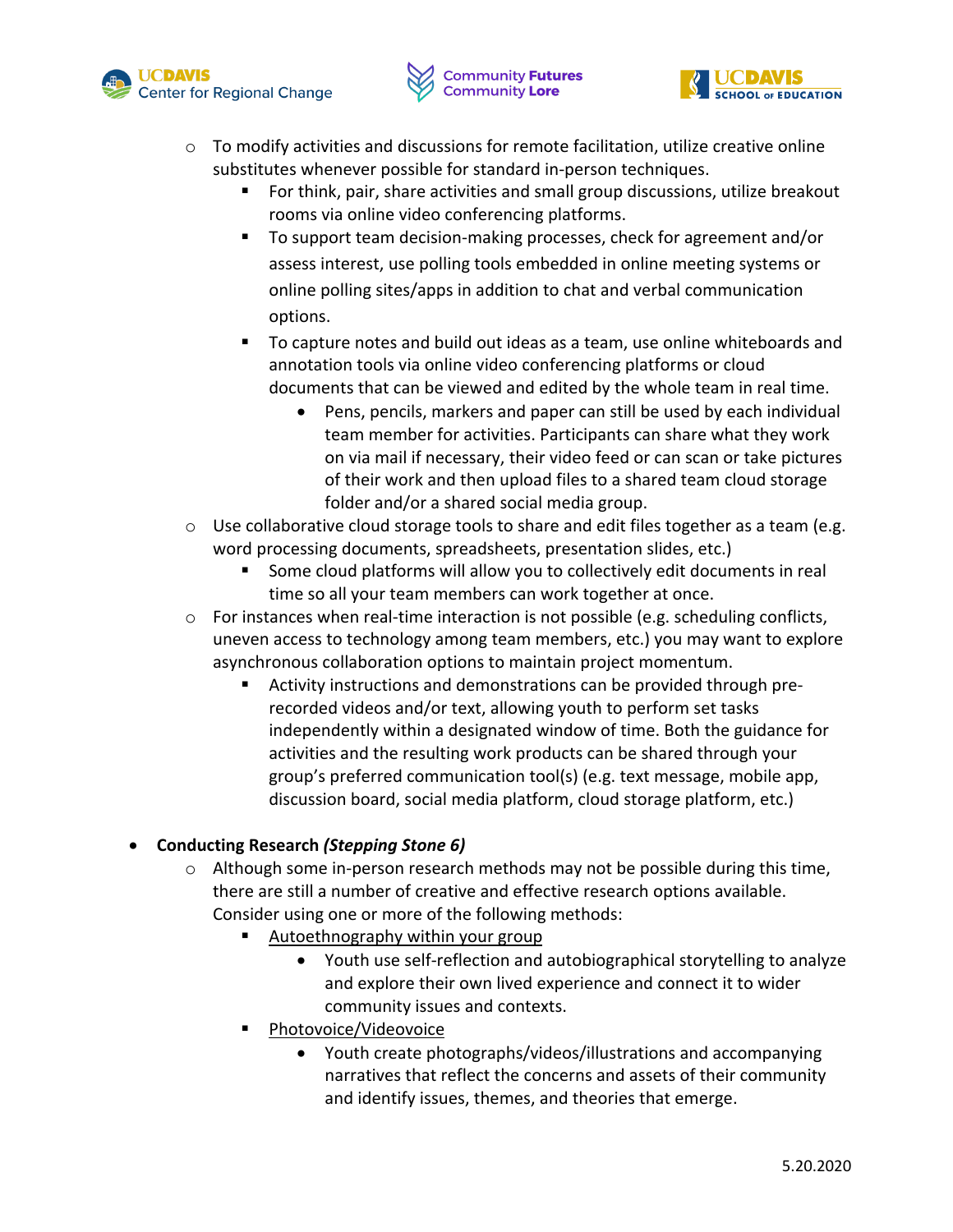- To modify activities and discussions for remote facilitation, utilize creative online substitutes whenever possible for standard in-person techniques.
    - For think, pair, share activities and small group discussions, utilize breakout rooms via online video conferencing platforms.
    - To support team decision-making processes, check for agreement and/or assess interest, use polling tools embedded in online meeting systems or online polling sites/apps in addition to chat and verbal communication options.
    - To capture notes and build out ideas as a team, use online whiteboards and annotation tools via online video conferencing platforms or cloud documents that can be viewed and edited by the whole team in real time.
        - Pens, pencils, markers and paper can still be used by each individual team member for activities. Participants can share what they work on via mail if necessary, their video feed or can scan or take pictures of their work and then upload files to a shared team cloud storage folder and/or a shared social media group.
- Use collaborative cloud storage tools to share and edit files together as a team (e.g. word processing documents, spreadsheets, presentation slides, etc.)
    - Some cloud platforms will allow you to collectively edit documents in real time so all your team members can work together at once.
- For instances when real-time interaction is not possible (e.g. scheduling conflicts, uneven access to technology among team members, etc.) you may want to explore asynchronous collaboration options to maintain project momentum.
    - Activity instructions and demonstrations can be provided through pre-recorded videos and/or text, allowing youth to perform set tasks independently within a designated window of time. Both the guidance for activities and the resulting work products can be shared through your group's preferred communication tool(s) (e.g. text message, mobile app, discussion board, social media platform, cloud storage platform, etc.)

- **Conducting Research *(Stepping Stone 6)***
    - Although some in-person research methods may not be possible during this time, there are still a number of creative and effective research options available. Consider using one or more of the following methods:
        - <u>Autoethnography within your group</u>
            - Youth use self-reflection and autobiographical storytelling to analyze and explore their own lived experience and connect it to wider community issues and contexts.
        - <u>Photovoice/Videovoice</u>
            - Youth create photographs/videos/illustrations and accompanying narratives that reflect the concerns and assets of their community and identify issues, themes, and theories that emerge.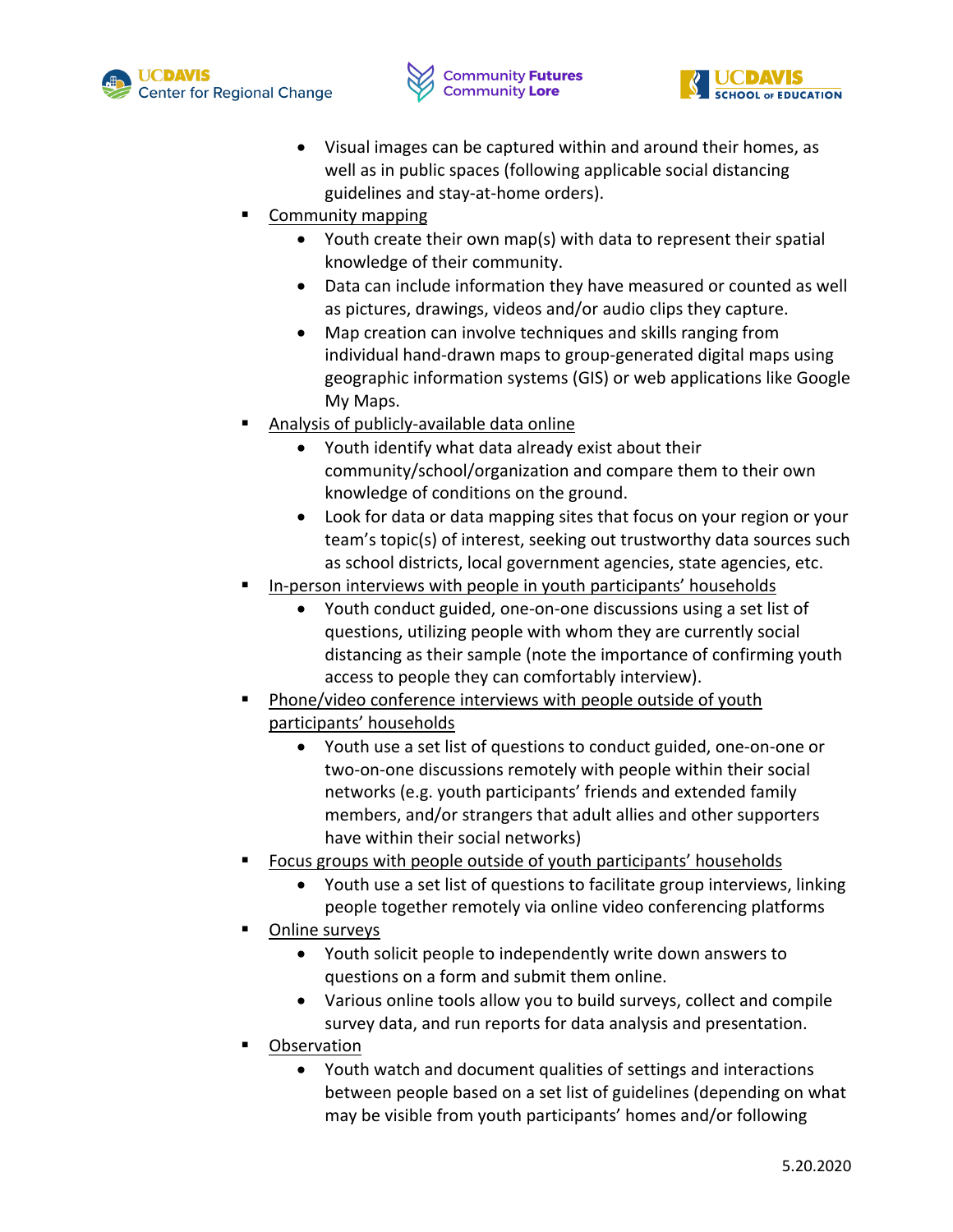- Visual images can be captured within and around their homes, as well as in public spaces (following applicable social distancing guidelines and stay-at-home orders).
- <u>Community mapping</u>
  - Youth create their own map(s) with data to represent their spatial knowledge of their community.
  - Data can include information they have measured or counted as well as pictures, drawings, videos and/or audio clips they capture.
  - Map creation can involve techniques and skills ranging from individual hand-drawn maps to group-generated digital maps using geographic information systems (GIS) or web applications like Google My Maps.
- <u>Analysis of publicly-available data online</u>
  - Youth identify what data already exist about their community/school/organization and compare them to their own knowledge of conditions on the ground.
  - Look for data or data mapping sites that focus on your region or your team's topic(s) of interest, seeking out trustworthy data sources such as school districts, local government agencies, state agencies, etc.
- <u>In-person interviews with people in youth participants' households</u>
  - Youth conduct guided, one-on-one discussions using a set list of questions, utilizing people with whom they are currently social distancing as their sample (note the importance of confirming youth access to people they can comfortably interview).
- <u>Phone/video conference interviews with people outside of youth participants' households</u>
  - Youth use a set list of questions to conduct guided, one-on-one or two-on-one discussions remotely with people within their social networks (e.g. youth participants' friends and extended family members, and/or strangers that adult allies and other supporters have within their social networks)
- <u>Focus groups with people outside of youth participants' households</u>
  - Youth use a set list of questions to facilitate group interviews, linking people together remotely via online video conferencing platforms
- <u>Online surveys</u>
  - Youth solicit people to independently write down answers to questions on a form and submit them online.
  - Various online tools allow you to build surveys, collect and compile survey data, and run reports for data analysis and presentation.
- <u>Observation</u>
  - Youth watch and document qualities of settings and interactions between people based on a set list of guidelines (depending on what may be visible from youth participants' homes and/or following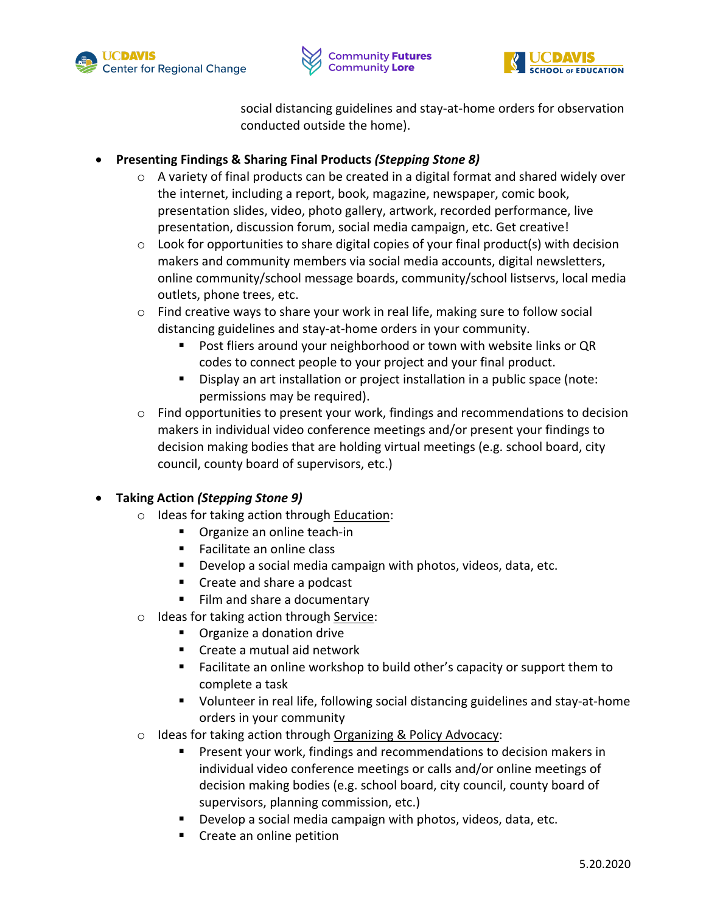social distancing guidelines and stay-at-home orders for observation conducted outside the home).

- **Presenting Findings & Sharing Final Products *(Stepping Stone 8)***
  - A variety of final products can be created in a digital format and shared widely over the internet, including a report, book, magazine, newspaper, comic book, presentation slides, video, photo gallery, artwork, recorded performance, live presentation, discussion forum, social media campaign, etc. Get creative!
  - Look for opportunities to share digital copies of your final product(s) with decision makers and community members via social media accounts, digital newsletters, online community/school message boards, community/school listservs, local media outlets, phone trees, etc.
  - Find creative ways to share your work in real life, making sure to follow social distancing guidelines and stay-at-home orders in your community.
    - Post fliers around your neighborhood or town with website links or QR codes to connect people to your project and your final product.
    - Display an art installation or project installation in a public space (note: permissions may be required).
  - Find opportunities to present your work, findings and recommendations to decision makers in individual video conference meetings and/or present your findings to decision making bodies that are holding virtual meetings (e.g. school board, city council, county board of supervisors, etc.)

- **Taking Action *(Stepping Stone 9)***
  - Ideas for taking action through <u>Education</u>:
    - Organize an online teach-in
    - Facilitate an online class
    - Develop a social media campaign with photos, videos, data, etc.
    - Create and share a podcast
    - Film and share a documentary
  - Ideas for taking action through <u>Service</u>:
    - Organize a donation drive
    - Create a mutual aid network
    - Facilitate an online workshop to build other's capacity or support them to complete a task
    - Volunteer in real life, following social distancing guidelines and stay-at-home orders in your community
  - Ideas for taking action through <u>Organizing & Policy Advocacy</u>:
    - Present your work, findings and recommendations to decision makers in individual video conference meetings or calls and/or online meetings of decision making bodies (e.g. school board, city council, county board of supervisors, planning commission, etc.)
    - Develop a social media campaign with photos, videos, data, etc.
    - Create an online petition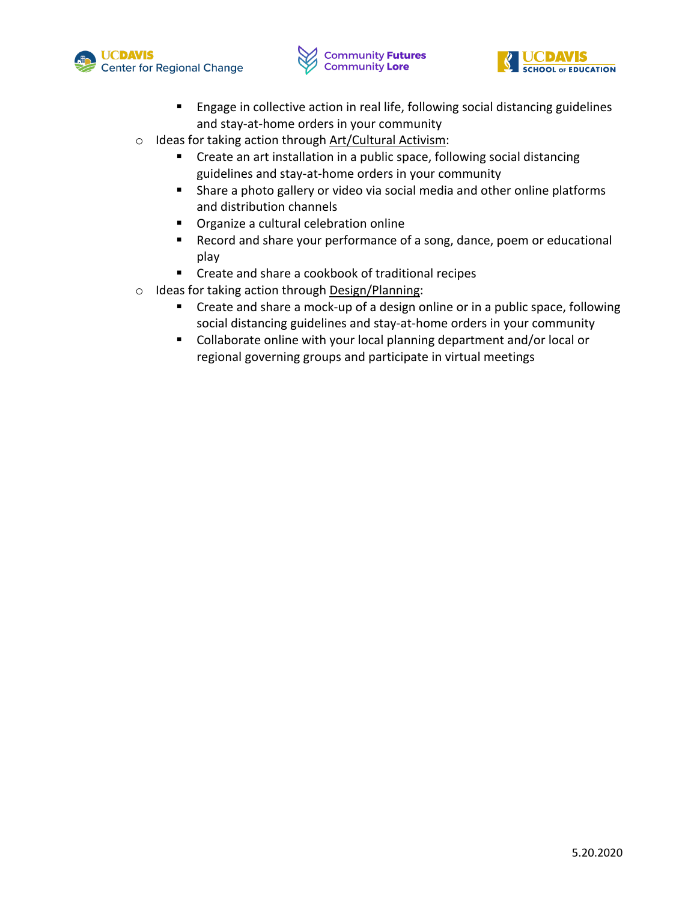- Engage in collective action in real life, following social distancing guidelines and stay-at-home orders in your community
- Ideas for taking action through Art/Cultural Activism:
    - Create an art installation in a public space, following social distancing guidelines and stay-at-home orders in your community
    - Share a photo gallery or video via social media and other online platforms and distribution channels
    - Organize a cultural celebration online
    - Record and share your performance of a song, dance, poem or educational play
    - Create and share a cookbook of traditional recipes
- Ideas for taking action through Design/Planning:
    - Create and share a mock-up of a design online or in a public space, following social distancing guidelines and stay-at-home orders in your community
    - Collaborate online with your local planning department and/or local or regional governing groups and participate in virtual meetings

5.20.2020